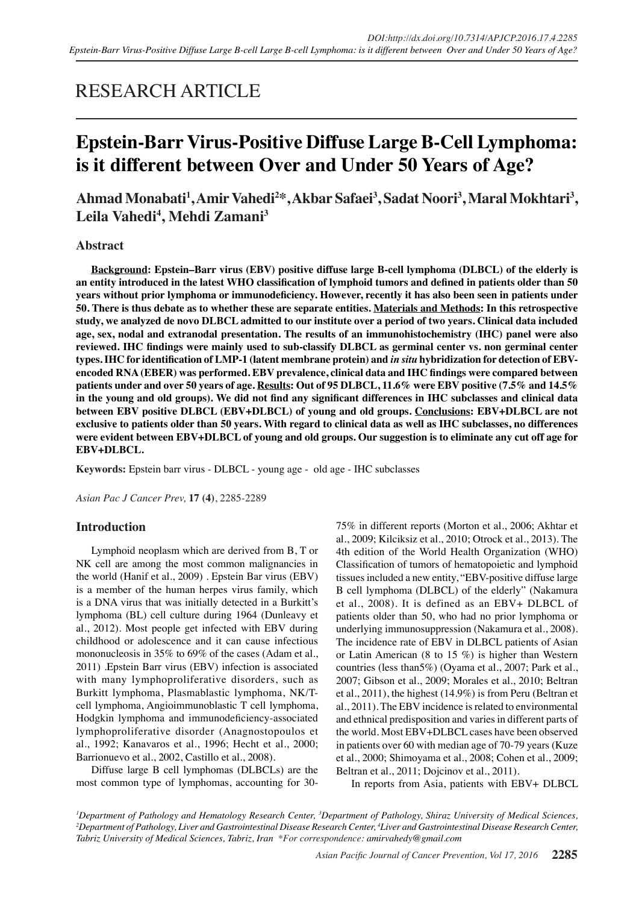RESEARCH ARTICLE

# Epstein-Barr Virus-Positive Diffuse Large B-Cell Lymphoma: is it different between Over and Under 50 Years of Age?

**Ahmad Monabati[1], Amir Vahedi[2]*, Akbar Safaei[3], Sadat Noori[3], Maral Mokhtari[3], Leila Vahedi[4], Mehdi Zamani[3]**

## Abstract

**Background: Epstein–Barr virus (EBV) positive diffuse large B-cell lymphoma (DLBCL) of the elderly is an entity introduced in the latest WHO classification of lymphoid tumors and defined in patients older than 50 years without prior lymphoma or immunodeficiency. However, recently it has also been seen in patients under 50. There is thus debate as to whether these are separate entities. Materials and Methods: In this retrospective study, we analyzed de novo DLBCL admitted to our institute over a period of two years. Clinical data included age, sex, nodal and extranodal presentation. The results of an immunohistochemistry (IHC) panel were also reviewed. IHC findings were mainly used to sub-classify DLBCL as germinal center vs. non germinal center types. IHC for identification of LMP-1 (latent membrane protein) and *in situ* hybridization for detection of EBV-encoded RNA (EBER) was performed. EBV prevalence, clinical data and IHC findings were compared between patients under and over 50 years of age. Results: Out of 95 DLBCL, 11.6% were EBV positive (7.5% and 14.5% in the young and old groups). We did not find any significant differences in IHC subclasses and clinical data between EBV positive DLBCL (EBV+DLBCL) of young and old groups. Conclusions: EBV+DLBCL are not exclusive to patients older than 50 years. With regard to clinical data as well as IHC subclasses, no differences were evident between EBV+DLBCL of young and old groups. Our suggestion is to eliminate any cut off age for EBV+DLBCL.**

**Keywords:** Epstein barr virus - DLBCL - young age - old age - IHC subclasses

*Asian Pac J Cancer Prev,* **17 (4)**, 2285-2289

## Introduction

Lymphoid neoplasm which are derived from B, T or NK cell are among the most common malignancies in the world (Hanif et al., 2009) . Epstein Bar virus (EBV) is a member of the human herpes virus family, which is a DNA virus that was initially detected in a Burkitt's lymphoma (BL) cell culture during 1964 (Dunleavy et al., 2012). Most people get infected with EBV during childhood or adolescence and it can cause infectious mononucleosis in 35% to 69% of the cases (Adam et al., 2011) .Epstein Barr virus (EBV) infection is associated with many lymphoproliferative disorders, such as Burkitt lymphoma, Plasmablastic lymphoma, NK/T-cell lymphoma, Angioimmunoblastic T cell lymphoma, Hodgkin lymphoma and immunodeficiency-associated lymphoproliferative disorder (Anagnostopoulos et al., 1992; Kanavaros et al., 1996; Hecht et al., 2000; Barrionuevo et al., 2002, Castillo et al., 2008).

Diffuse large B cell lymphomas (DLBCLs) are the most common type of lymphomas, accounting for 30-75% in different reports (Morton et al., 2006; Akhtar et al., 2009; Kilciksiz et al., 2010; Otrock et al., 2013). The 4th edition of the World Health Organization (WHO) Classification of tumors of hematopoietic and lymphoid tissues included a new entity, "EBV-positive diffuse large B cell lymphoma (DLBCL) of the elderly" (Nakamura et al., 2008). It is defined as an EBV+ DLBCL of patients older than 50, who had no prior lymphoma or underlying immunosuppression (Nakamura et al., 2008). The incidence rate of EBV in DLBCL patients of Asian or Latin American (8 to 15 %) is higher than Western countries (less than5%) (Oyama et al., 2007; Park et al., 2007; Gibson et al., 2009; Morales et al., 2010; Beltran et al., 2011), the highest (14.9%) is from Peru (Beltran et al., 2011). The EBV incidence is related to environmental and ethnical predisposition and varies in different parts of the world. Most EBV+DLBCL cases have been observed in patients over 60 with median age of 70-79 years (Kuze et al., 2000; Shimoyama et al., 2008; Cohen et al., 2009; Beltran et al., 2011; Dojcinov et al., 2011).

In reports from Asia, patients with EBV+ DLBCL

---

[1]Department of Pathology and Hematology Research Center, [3]Department of Pathology, Shiraz University of Medical Sciences, [2]Department of Pathology, Liver and Gastrointestinal Disease Research Center, [4]Liver and Gastrointestinal Disease Research Center, Tabriz University of Medical Sciences, Tabriz, Iran *For correspondence: amirvahedy@gmail.com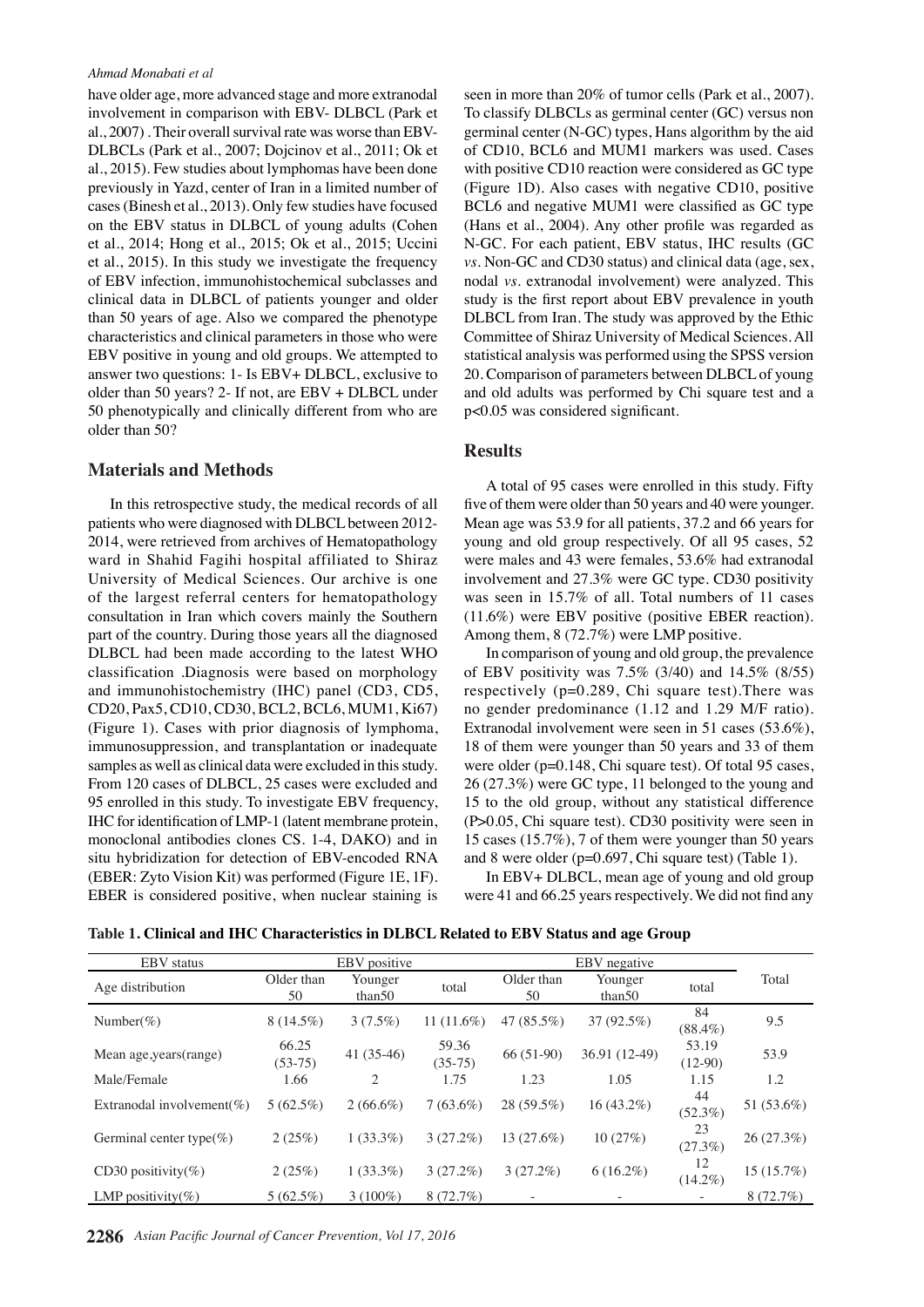have older age, more advanced stage and more extranodal involvement in comparison with EBV- DLBCL (Park et al., 2007) . Their overall survival rate was worse than EBV-DLBCLs (Park et al., 2007; Dojcinov et al., 2011; Ok et al., 2015). Few studies about lymphomas have been done previously in Yazd, center of Iran in a limited number of cases (Binesh et al., 2013). Only few studies have focused on the EBV status in DLBCL of young adults (Cohen et al., 2014; Hong et al., 2015; Ok et al., 2015; Uccini et al., 2015). In this study we investigate the frequency of EBV infection, immunohistochemical subclasses and clinical data in DLBCL of patients younger and older than 50 years of age. Also we compared the phenotype characteristics and clinical parameters in those who were EBV positive in young and old groups. We attempted to answer two questions: 1- Is EBV+ DLBCL, exclusive to older than 50 years? 2- If not, are EBV + DLBCL under 50 phenotypically and clinically different from who are older than 50?

## Materials and Methods

In this retrospective study, the medical records of all patients who were diagnosed with DLBCL between 2012-2014, were retrieved from archives of Hematopathology ward in Shahid Fagihi hospital affiliated to Shiraz University of Medical Sciences. Our archive is one of the largest referral centers for hematopathology consultation in Iran which covers mainly the Southern part of the country. During those years all the diagnosed DLBCL had been made according to the latest WHO classification .Diagnosis were based on morphology and immunohistochemistry (IHC) panel (CD3, CD5, CD20, Pax5, CD10, CD30, BCL2, BCL6, MUM1, Ki67) (Figure 1). Cases with prior diagnosis of lymphoma, immunosuppression, and transplantation or inadequate samples as well as clinical data were excluded in this study. From 120 cases of DLBCL, 25 cases were excluded and 95 enrolled in this study. To investigate EBV frequency, IHC for identification of LMP-1 (latent membrane protein, monoclonal antibodies clones CS. 1-4, DAKO) and in situ hybridization for detection of EBV-encoded RNA (EBER: Zyto Vision Kit) was performed (Figure 1E, 1F). EBER is considered positive, when nuclear staining is seen in more than 20% of tumor cells (Park et al., 2007). To classify DLBCLs as germinal center (GC) versus non germinal center (N-GC) types, Hans algorithm by the aid of CD10, BCL6 and MUM1 markers was used. Cases with positive CD10 reaction were considered as GC type (Figure 1D). Also cases with negative CD10, positive BCL6 and negative MUM1 were classified as GC type (Hans et al., 2004). Any other profile was regarded as N-GC. For each patient, EBV status, IHC results (GC *vs*. Non-GC and CD30 status) and clinical data (age, sex, nodal *vs*. extranodal involvement) were analyzed. This study is the first report about EBV prevalence in youth DLBCL from Iran. The study was approved by the Ethic Committee of Shiraz University of Medical Sciences. All statistical analysis was performed using the SPSS version 20. Comparison of parameters between DLBCL of young and old adults was performed by Chi square test and a $p<0.05$ was considered significant.

## Results

A total of 95 cases were enrolled in this study. Fifty five of them were older than 50 years and 40 were younger. Mean age was 53.9 for all patients, 37.2 and 66 years for young and old group respectively. Of all 95 cases, 52 were males and 43 were females, 53.6% had extranodal involvement and 27.3% were GC type. CD30 positivity was seen in 15.7% of all. Total numbers of 11 cases (11.6%) were EBV positive (positive EBER reaction). Among them, 8 (72.7%) were LMP positive.

In comparison of young and old group, the prevalence of EBV positivity was 7.5% (3/40) and 14.5% (8/55) respectively ($p=0.289$, Chi square test).There was no gender predominance (1.12 and 1.29 M/F ratio). Extranodal involvement were seen in 51 cases (53.6%), 18 of them were younger than 50 years and 33 of them were older ($p=0.148$, Chi square test). Of total 95 cases, 26 (27.3%) were GC type, 11 belonged to the young and 15 to the old group, without any statistical difference ($P>0.05$, Chi square test). CD30 positivity were seen in 15 cases (15.7%), 7 of them were younger than 50 years and 8 were older ($p=0.697$, Chi square test) (Table 1).

In EBV+ DLBCL, mean age of young and old group were 41 and 66.25 years respectively. We did not find any

**Table 1. Clinical and IHC Characteristics in DLBCL Related to EBV Status and age Group**

| EBV status | EBV positive | | | EBV negative | | | Total |
|---|---|---|---|---|---|---|---|
| Age distribution | Older than 50 | Younger than50 | total | Older than 50 | Younger than50 | total | |
| Number(%) | 8 (14.5%) | 3 (7.5%) | 11 (11.6%) | 47 (85.5%) | 37 (92.5%) | 84 (88.4%) | 9.5 |
| Mean age,years(range) | 66.25 (53-75) | 41 (35-46) | 59.36 (35-75) | 66 (51-90) | 36.91 (12-49) | 53.19 (12-90) | 53.9 |
| Male/Female | 1.66 | 2 | 1.75 | 1.23 | 1.05 | 1.15 | 1.2 |
| Extranodal involvement(%) | 5 (62.5%) | 2 (66.6%) | 7 (63.6%) | 28 (59.5%) | 16 (43.2%) | 44 (52.3%) | 51 (53.6%) |
| Germinal center type(%) | 2 (25%) | 1 (33.3%) | 3 (27.2%) | 13 (27.6%) | 10 (27%) | 23 (27.3%) | 26 (27.3%) |
| CD30 positivity(%) | 2 (25%) | 1 (33.3%) | 3 (27.2%) | 3 (27.2%) | 6 (16.2%) | 12 (14.2%) | 15 (15.7%) |
| LMP positivity(%) | 5 (62.5%) | 3 (100%) | 8 (72.7%) | - | - | - | 8 (72.7%) |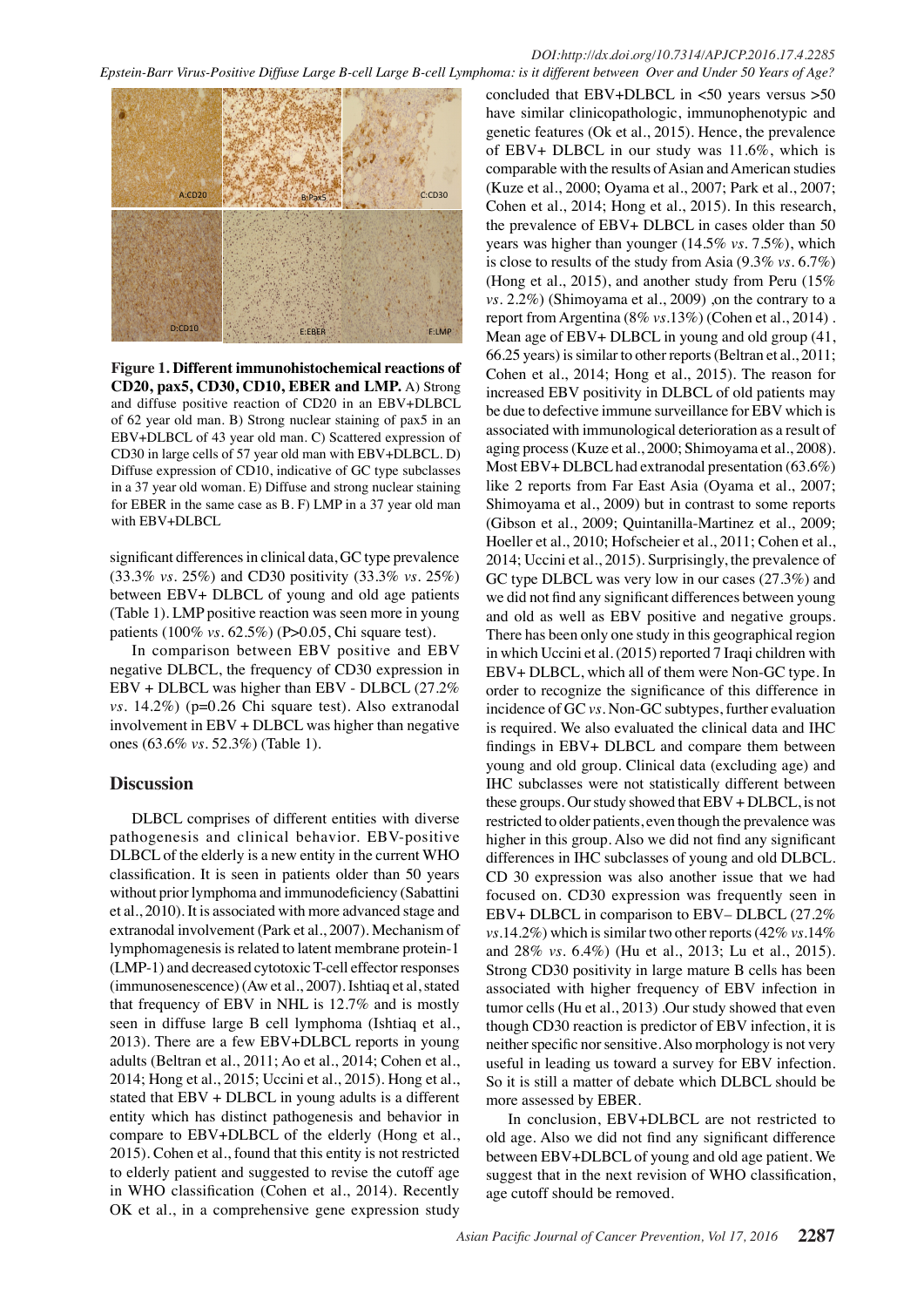**Figure 1. Different immunohistochemical reactions of CD20, pax5, CD30, CD10, EBER and LMP.** A) Strong and diffuse positive reaction of CD20 in an EBV+DLBCL of 62 year old man. B) Strong nuclear staining of pax5 in an EBV+DLBCL of 43 year old man. C) Scattered expression of CD30 in large cells of 57 year old man with EBV+DLBCL. D) Diffuse expression of CD10, indicative of GC type subclasses in a 37 year old woman. E) Diffuse and strong nuclear staining for EBER in the same case as B. F) LMP in a 37 year old man with EBV+DLBCL

significant differences in clinical data, GC type prevalence (33.3% *vs*. 25%) and CD30 positivity (33.3% *vs*. 25%) between EBV+ DLBCL of young and old age patients (Table 1). LMP positive reaction was seen more in young patients (100% *vs*. 62.5%) (P>0.05, Chi square test).

In comparison between EBV positive and EBV negative DLBCL, the frequency of CD30 expression in EBV + DLBCL was higher than EBV - DLBCL (27.2% *vs*. 14.2%) (p=0.26 Chi square test). Also extranodal involvement in EBV + DLBCL was higher than negative ones (63.6% *vs*. 52.3%) (Table 1).

## Discussion

DLBCL comprises of different entities with diverse pathogenesis and clinical behavior. EBV-positive DLBCL of the elderly is a new entity in the current WHO classification. It is seen in patients older than 50 years without prior lymphoma and immunodeficiency (Sabattini et al., 2010). It is associated with more advanced stage and extranodal involvement (Park et al., 2007). Mechanism of lymphomagenesis is related to latent membrane protein-1 (LMP-1) and decreased cytotoxic T-cell effector responses (immunosenescence) (Aw et al., 2007). Ishtiaq et al, stated that frequency of EBV in NHL is 12.7% and is mostly seen in diffuse large B cell lymphoma (Ishtiaq et al., 2013). There are a few EBV+DLBCL reports in young adults (Beltran et al., 2011; Ao et al., 2014; Cohen et al., 2014; Hong et al., 2015; Uccini et al., 2015). Hong et al., stated that EBV + DLBCL in young adults is a different entity which has distinct pathogenesis and behavior in compare to EBV+DLBCL of the elderly (Hong et al., 2015). Cohen et al., found that this entity is not restricted to elderly patient and suggested to revise the cutoff age in WHO classification (Cohen et al., 2014). Recently OK et al., in a comprehensive gene expression study concluded that EBV+DLBCL in <50 years versus >50 have similar clinicopathologic, immunophenotypic and genetic features (Ok et al., 2015). Hence, the prevalence of EBV+ DLBCL in our study was 11.6%, which is comparable with the results of Asian and American studies (Kuze et al., 2000; Oyama et al., 2007; Park et al., 2007; Cohen et al., 2014; Hong et al., 2015). In this research, the prevalence of EBV+ DLBCL in cases older than 50 years was higher than younger (14.5% *vs*. 7.5%), which is close to results of the study from Asia (9.3% *vs*. 6.7%) (Hong et al., 2015), and another study from Peru (15% *vs*. 2.2%) (Shimoyama et al., 2009) ,on the contrary to a report from Argentina (8% *vs*.13%) (Cohen et al., 2014) . Mean age of EBV+ DLBCL in young and old group (41, 66.25 years) is similar to other reports (Beltran et al., 2011; Cohen et al., 2014; Hong et al., 2015). The reason for increased EBV positivity in DLBCL of old patients may be due to defective immune surveillance for EBV which is associated with immunological deterioration as a result of aging process (Kuze et al., 2000; Shimoyama et al., 2008). Most EBV+ DLBCL had extranodal presentation (63.6%) like 2 reports from Far East Asia (Oyama et al., 2007; Shimoyama et al., 2009) but in contrast to some reports (Gibson et al., 2009; Quintanilla-Martinez et al., 2009; Hoeller et al., 2010; Hofscheier et al., 2011; Cohen et al., 2014; Uccini et al., 2015). Surprisingly, the prevalence of GC type DLBCL was very low in our cases (27.3%) and we did not find any significant differences between young and old as well as EBV positive and negative groups. There has been only one study in this geographical region in which Uccini et al. (2015) reported 7 Iraqi children with EBV+ DLBCL, which all of them were Non-GC type. In order to recognize the significance of this difference in incidence of GC *vs*. Non-GC subtypes, further evaluation is required. We also evaluated the clinical data and IHC findings in EBV+ DLBCL and compare them between young and old group. Clinical data (excluding age) and IHC subclasses were not statistically different between these groups. Our study showed that EBV + DLBCL, is not restricted to older patients, even though the prevalence was higher in this group. Also we did not find any significant differences in IHC subclasses of young and old DLBCL. CD 30 expression was also another issue that we had focused on. CD30 expression was frequently seen in EBV+ DLBCL in comparison to EBV– DLBCL (27.2% *vs*.14.2%) which is similar two other reports (42% *vs*.14% and 28% *vs*. 6.4%) (Hu et al., 2013; Lu et al., 2015). Strong CD30 positivity in large mature B cells has been associated with higher frequency of EBV infection in tumor cells (Hu et al., 2013) .Our study showed that even though CD30 reaction is predictor of EBV infection, it is neither specific nor sensitive. Also morphology is not very useful in leading us toward a survey for EBV infection. So it is still a matter of debate which DLBCL should be more assessed by EBER.

In conclusion, EBV+DLBCL are not restricted to old age. Also we did not find any significant difference between EBV+DLBCL of young and old age patient. We suggest that in the next revision of WHO classification, age cutoff should be removed.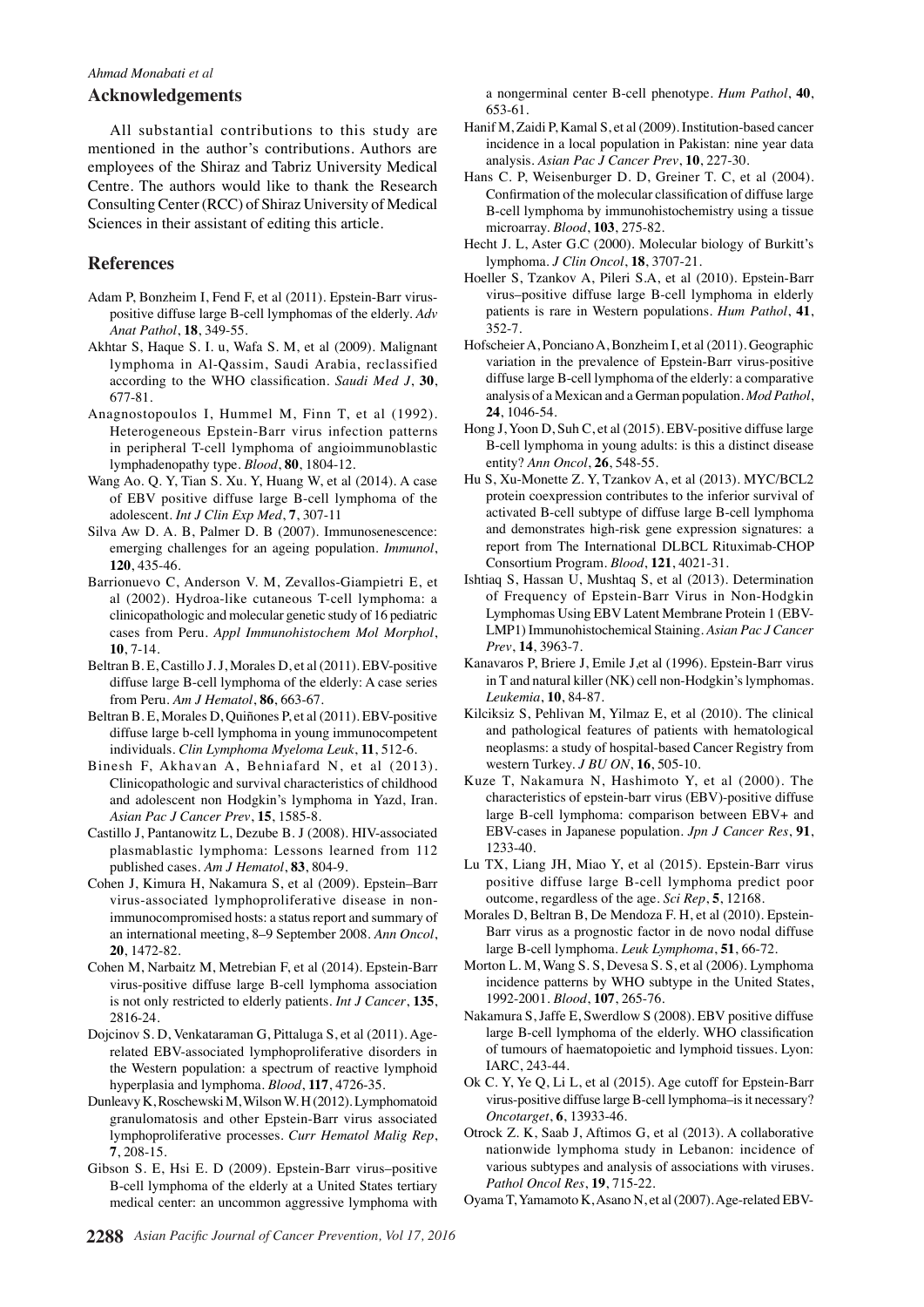## Acknowledgements

All substantial contributions to this study are mentioned in the author's contributions. Authors are employees of the Shiraz and Tabriz University Medical Centre. The authors would like to thank the Research Consulting Center (RCC) of Shiraz University of Medical Sciences in their assistant of editing this article.

## References

Adam P, Bonzheim I, Fend F, et al (2011). Epstein-Barr virus-positive diffuse large B-cell lymphomas of the elderly. *Adv Anat Pathol*, **18**, 349-55.

Akhtar S, Haque S. I. u, Wafa S. M, et al (2009). Malignant lymphoma in Al-Qassim, Saudi Arabia, reclassified according to the WHO classification. *Saudi Med J*, **30**, 677-81.

Anagnostopoulos I, Hummel M, Finn T, et al (1992). Heterogeneous Epstein-Barr virus infection patterns in peripheral T-cell lymphoma of angioimmunoblastic lymphadenopathy type. *Blood*, **80**, 1804-12.

Wang Ao. Q. Y, Tian S. Xu. Y, Huang W, et al (2014). A case of EBV positive diffuse large B-cell lymphoma of the adolescent. *Int J Clin Exp Med*, **7**, 307-11

Silva Aw D. A. B, Palmer D. B (2007). Immunosenescence: emerging challenges for an ageing population. *Immunol*, **120**, 435-46.

Barrionuevo C, Anderson V. M, Zevallos-Giampietri E, et al (2002). Hydroa-like cutaneous T-cell lymphoma: a clinicopathologic and molecular genetic study of 16 pediatric cases from Peru. *Appl Immunohistochem Mol Morphol*, **10**, 7-14.

Beltran B. E, Castillo J. J, Morales D, et al (2011). EBV-positive diffuse large B-cell lymphoma of the elderly: A case series from Peru. *Am J Hematol*, **86**, 663-67.

Beltran B. E, Morales D, Quiñones P, et al (2011). EBV-positive diffuse large b-cell lymphoma in young immunocompetent individuals. *Clin Lymphoma Myeloma Leuk*, **11**, 512-6.

Binesh F, Akhavan A, Behniafard N, et al (2013). Clinicopathologic and survival characteristics of childhood and adolescent non Hodgkin's lymphoma in Yazd, Iran. *Asian Pac J Cancer Prev*, **15**, 1585-8.

Castillo J, Pantanowitz L, Dezube B. J (2008). HIV-associated plasmablastic lymphoma: Lessons learned from 112 published cases. *Am J Hematol*, **83**, 804-9.

Cohen J, Kimura H, Nakamura S, et al (2009). Epstien–Barr virus-associated lymphoproliferative disease in non-immunocompromised hosts: a status report and summary of an international meeting, 8–9 September 2008. *Ann Oncol*, **20**, 1472-82.

Cohen M, Narbaitz M, Metrebian F, et al (2014). Epstein-Barr virus-positive diffuse large B-cell lymphoma association is not only restricted to elderly patients. *Int J Cancer*, **135**, 2816-24.

Dojcinov S. D, Venkataraman G, Pittaluga S, et al (2011). Age-related EBV-associated lymphoproliferative disorders in the Western population: a spectrum of reactive lymphoid hyperplasia and lymphoma. *Blood*, **117**, 4726-35.

Dunleavy K, Roschewski M, Wilson W. H (2012). Lymphomatoid granulomatosis and other Epstein-Barr virus associated lymphoproliferative processes. *Curr Hematol Malig Rep*, **7**, 208-15.

Gibson S. E, Hsi E. D (2009). Epstein-Barr virus–positive B-cell lymphoma of the elderly at a United States tertiary medical center: an uncommon aggressive lymphoma with a nongerminal center B-cell phenotype. *Hum Pathol*, **40**, 653-61.

Hanif M, Zaidi P, Kamal S, et al (2009). Institution-based cancer incidence in a local population in Pakistan: nine year data analysis. *Asian Pac J Cancer Prev*, **10**, 227-30.

Hans C. P, Weisenburger D. D, Greiner T. C, et al (2004). Confirmation of the molecular classification of diffuse large B-cell lymphoma by immunohistochemistry using a tissue microarray. *Blood*, **103**, 275-82.

Hecht J. L, Aster G.C (2000). Molecular biology of Burkitt's lymphoma. *J Clin Oncol*, **18**, 3707-21.

Hoeller S, Tzankov A, Pileri S.A, et al (2010). Epstein-Barr virus–positive diffuse large B-cell lymphoma in elderly patients is rare in Western populations. *Hum Pathol*, **41**, 352-7.

Hofscheier A, Ponciano A, Bonzheim I, et al (2011). Geographic variation in the prevalence of Epstein-Barr virus-positive diffuse large B-cell lymphoma of the elderly: a comparative analysis of a Mexican and a German population. *Mod Pathol*, **24**, 1046-54.

Hong J, Yoon D, Suh C, et al (2015). EBV-positive diffuse large B-cell lymphoma in young adults: is this a distinct disease entity? *Ann Oncol*, **26**, 548-55.

Hu S, Xu-Monette Z. Y, Tzankov A, et al (2013). MYC/BCL2 protein coexpression contributes to the inferior survival of activated B-cell subtype of diffuse large B-cell lymphoma and demonstrates high-risk gene expression signatures: a report from The International DLBCL Rituximab-CHOP Consortium Program. *Blood*, **121**, 4021-31.

Ishtiaq S, Hassan U, Mushtaq S, et al (2013). Determination of Frequency of Epstein-Barr Virus in Non-Hodgkin Lymphomas Using EBV Latent Membrane Protein 1 (EBV-LMP1) Immunohistochemical Staining. *Asian Pac J Cancer Prev*, **14**, 3963-7.

Kanavaros P, Briere J, Emile J,et al (1996). Epstein-Barr virus in T and natural killer (NK) cell non-Hodgkin's lymphomas. *Leukemia*, **10**, 84-87.

Kilciksiz S, Pehlivan M, Yilmaz E, et al (2010). The clinical and pathological features of patients with hematological neoplasms: a study of hospital-based Cancer Registry from western Turkey. *J BU ON*, **16**, 505-10.

Kuze T, Nakamura N, Hashimoto Y, et al (2000). The characteristics of epstein-barr virus (EBV)-positive diffuse large B-cell lymphoma: comparison between EBV+ and EBV-cases in Japanese population. *Jpn J Cancer Res*, **91**, 1233-40.

Lu TX, Liang JH, Miao Y, et al (2015). Epstein-Barr virus positive diffuse large B-cell lymphoma predict poor outcome, regardless of the age. *Sci Rep*, **5**, 12168.

Morales D, Beltran B, De Mendoza F. H, et al (2010). Epstein-Barr virus as a prognostic factor in de novo nodal diffuse large B-cell lymphoma. *Leuk Lymphoma*, **51**, 66-72.

Morton L. M, Wang S. S, Devesa S. S, et al (2006). Lymphoma incidence patterns by WHO subtype in the United States, 1992-2001. *Blood*, **107**, 265-76.

Nakamura S, Jaffe E, Swerdlow S (2008). EBV positive diffuse large B-cell lymphoma of the elderly. WHO classification of tumours of haematopoietic and lymphoid tissues. Lyon: IARC, 243-44.

Ok C. Y, Ye Q, Li L, et al (2015). Age cutoff for Epstein-Barr virus-positive diffuse large B-cell lymphoma–is it necessary? *Oncotarget*, **6**, 13933-46.

Otrock Z. K, Saab J, Aftimos G, et al (2013). A collaborative nationwide lymphoma study in Lebanon: incidence of various subtypes and analysis of associations with viruses. *Pathol Oncol Res*, **19**, 715-22.

Oyama T, Yamamoto K, Asano N, et al (2007). Age-related EBV-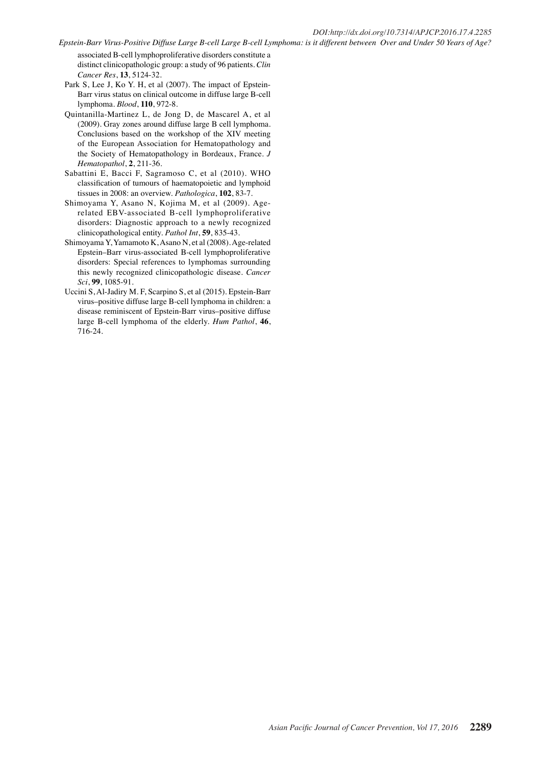associated B-cell lymphoproliferative disorders constitute a distinct clinicopathologic group: a study of 96 patients. *Clin Cancer Res*, **13**, 5124-32.

Park S, Lee J, Ko Y. H, et al (2007). The impact of Epstein-Barr virus status on clinical outcome in diffuse large B-cell lymphoma. *Blood*, **110**, 972-8.

Quintanilla-Martinez L, de Jong D, de Mascarel A, et al (2009). Gray zones around diffuse large B cell lymphoma. Conclusions based on the workshop of the XIV meeting of the European Association for Hematopathology and the Society of Hematopathology in Bordeaux, France. *J Hematopathol*, **2**, 211-36.

Sabattini E, Bacci F, Sagramoso C, et al (2010). WHO classification of tumours of haematopoietic and lymphoid tissues in 2008: an overview. *Pathologica*, **102**, 83-7.

Shimoyama Y, Asano N, Kojima M, et al (2009). Age-related EBV-associated B-cell lymphoproliferative disorders: Diagnostic approach to a newly recognized clinicopathological entity. *Pathol Int*, **59**, 835-43.

Shimoyama Y, Yamamoto K, Asano N, et al (2008). Age-related Epstein–Barr virus-associated B-cell lymphoproliferative disorders: Special references to lymphomas surrounding this newly recognized clinicopathologic disease. *Cancer Sci*, **99**, 1085-91.

Uccini S, Al-Jadiry M. F, Scarpino S, et al (2015). Epstein-Barr virus–positive diffuse large B-cell lymphoma in children: a disease reminiscent of Epstein-Barr virus–positive diffuse large B-cell lymphoma of the elderly. *Hum Pathol*, **46**, 716-24.